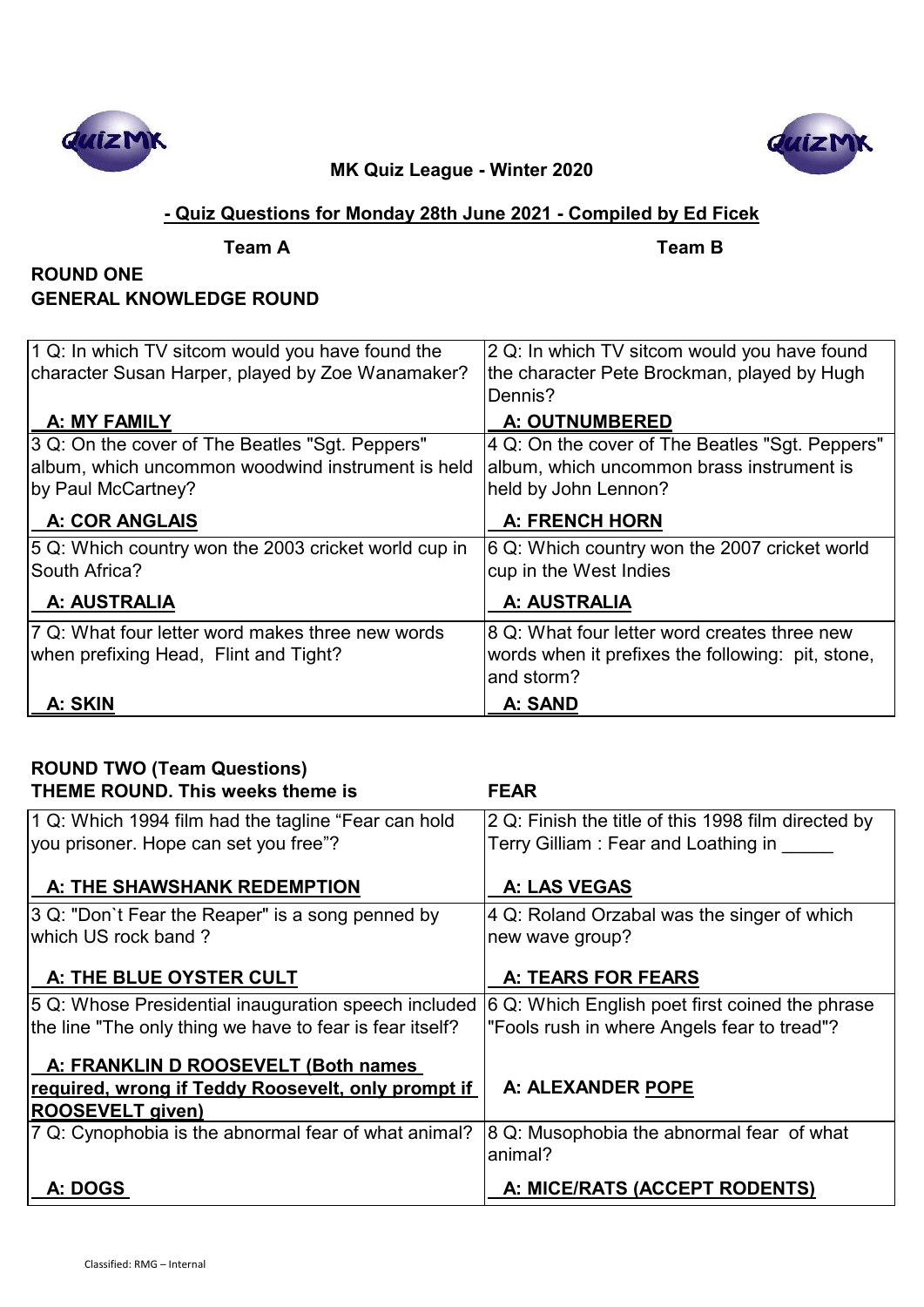**MK Quiz League - Winter 2020**

**- Quiz Questions for Monday 28th June 2021 - Compiled by Ed Ficek**

**Team A** **Team B**

## ROUND ONE
## GENERAL KNOWLEDGE ROUND

| Team A | Team B |
|---|---|
| 1 Q: In which TV sitcom would you have found the character Susan Harper, played by Zoe Wanamaker?<br>**A: MY FAMILY** | 2 Q: In which TV sitcom would you have found the character Pete Brockman, played by Hugh Dennis?<br>**A: OUTNUMBERED** |
| 3 Q: On the cover of The Beatles "Sgt. Peppers" album, which uncommon woodwind instrument is held by Paul McCartney?<br>**A: COR ANGLAIS** | 4 Q: On the cover of The Beatles "Sgt. Peppers" album, which uncommon brass instrument is held by John Lennon?<br>**A: FRENCH HORN** |
| 5 Q: Which country won the 2003 cricket world cup in South Africa?<br>**A: AUSTRALIA** | 6 Q: Which country won the 2007 cricket world cup in the West Indies<br>**A: AUSTRALIA** |
| 7 Q: What four letter word makes three new words when prefixing Head, Flint and Tight?<br>**A: SKIN** | 8 Q: What four letter word creates three new words when it prefixes the following: pit, stone, and storm?<br>**A: SAND** |

## ROUND TWO (Team Questions)
**THEME ROUND. This weeks theme is FEAR**

| Team A | Team B |
|---|---|
| 1 Q: Which 1994 film had the tagline "Fear can hold you prisoner. Hope can set you free"?<br>**A: THE SHAWSHANK REDEMPTION** | 2 Q: Finish the title of this 1998 film directed by Terry Gilliam : Fear and Loathing in _____<br>**A: LAS VEGAS** |
| 3 Q: "Don`t Fear the Reaper" is a song penned by which US rock band ?<br>**A: THE BLUE OYSTER CULT** | 4 Q: Roland Orzabal was the singer of which new wave group?<br>**A: TEARS FOR FEARS** |
| 5 Q: Whose Presidential inauguration speech included the line "The only thing we have to fear is fear itself?<br>**A: FRANKLIN D ROOSEVELT (Both names required, wrong if Teddy Roosevelt, only prompt if ROOSEVELT given)** | 6 Q: Which English poet first coined the phrase "Fools rush in where Angels fear to tread"?<br>**A: ALEXANDER POPE** |
| 7 Q: Cynophobia is the abnormal fear of what animal?<br>**A: DOGS** | 8 Q: Musophobia the abnormal fear of what animal?<br>**A: MICE/RATS (ACCEPT RODENTS)** |

Classified: RMG – Internal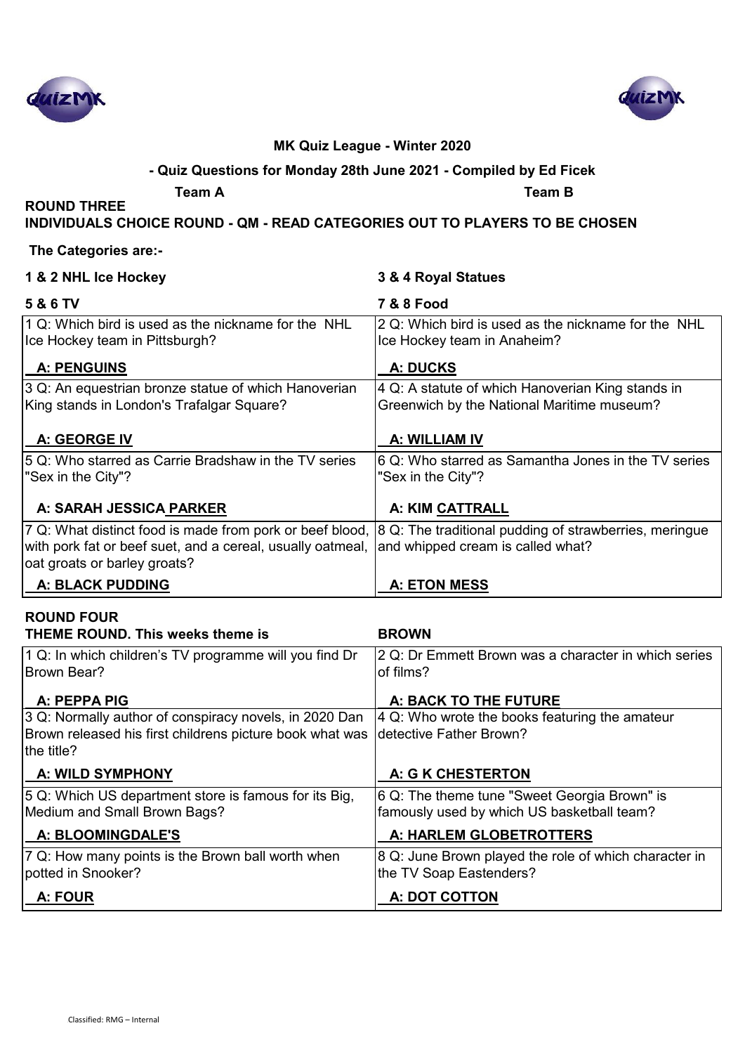**MK Quiz League - Winter 2020**

**- Quiz Questions for Monday 28th June 2021 - Compiled by Ed Ficek**

**Team A** **Team B**

## ROUND THREE

**INDIVIDUALS CHOICE ROUND - QM - READ CATEGORIES OUT TO PLAYERS TO BE CHOSEN**

**The Categories are:-**

**1 & 2 NHL Ice Hockey** **3 & 4 Royal Statues**

**5 & 6 TV** **7 & 8 Food**

| | |
|---|---|
| 1 Q: Which bird is used as the nickname for the NHL Ice Hockey team in Pittsburgh?<br><br>**A: PENGUINS** | 2 Q: Which bird is used as the nickname for the NHL Ice Hockey team in Anaheim?<br><br>**A: DUCKS** |
| 3 Q: An equestrian bronze statue of which Hanoverian King stands in London's Trafalgar Square?<br><br>**A: GEORGE IV** | 4 Q: A statute of which Hanoverian King stands in Greenwich by the National Maritime museum?<br><br>**A: WILLIAM IV** |
| 5 Q: Who starred as Carrie Bradshaw in the TV series "Sex in the City"?<br><br>**A: SARAH JESSICA PARKER** | 6 Q: Who starred as Samantha Jones in the TV series "Sex in the City"?<br><br>**A: KIM CATTRALL** |
| 7 Q: What distinct food is made from pork or beef blood, with pork fat or beef suet, and a cereal, usually oatmeal, oat groats or barley groats?<br><br>**A: BLACK PUDDING** | 8 Q: The traditional pudding of strawberries, meringue and whipped cream is called what?<br><br>**A: ETON MESS** |

## ROUND FOUR

**THEME ROUND. This weeks theme is** **BROWN**

| | |
|---|---|
| 1 Q: In which children's TV programme will you find Dr Brown Bear?<br><br>**A: PEPPA PIG** | 2 Q: Dr Emmett Brown was a character in which series of films?<br><br>**A: BACK TO THE FUTURE** |
| 3 Q: Normally author of conspiracy novels, in 2020 Dan Brown released his first childrens picture book what was the title?<br><br>**A: WILD SYMPHONY** | 4 Q: Who wrote the books featuring the amateur detective Father Brown?<br><br>**A: G K CHESTERTON** |
| 5 Q: Which US department store is famous for its Big, Medium and Small Brown Bags?<br><br>**A: BLOOMINGDALE'S** | 6 Q: The theme tune "Sweet Georgia Brown" is famously used by which US basketball team?<br><br>**A: HARLEM GLOBETROTTERS** |
| 7 Q: How many points is the Brown ball worth when potted in Snooker?<br><br>**A: FOUR** | 8 Q: June Brown played the role of which character in the TV Soap Eastenders?<br><br>**A: DOT COTTON** |

Classified: RMG – Internal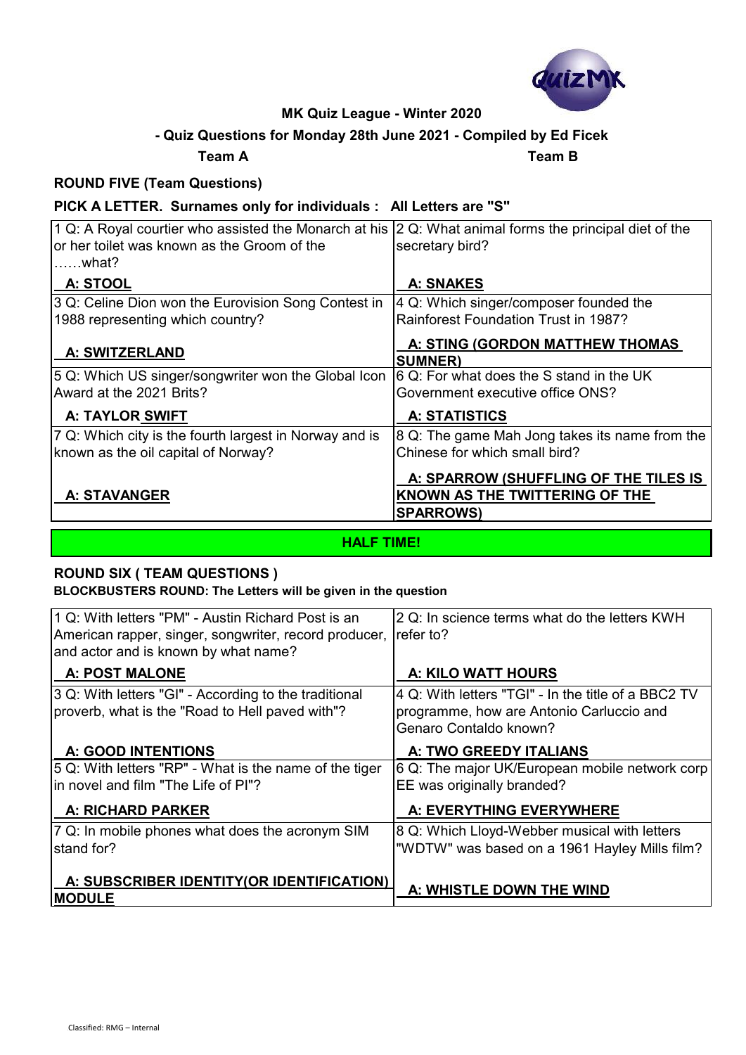**MK Quiz League - Winter 2020**

**- Quiz Questions for Monday 28th June 2021 - Compiled by Ed Ficek**

**Team A** **Team B**

**ROUND FIVE (Team Questions)**

**PICK A LETTER. Surnames only for individuals : All Letters are "S"**

| | |
|---|---|
| 1 Q: A Royal courtier who assisted the Monarch at his or her toilet was known as the Groom of the ……what? | 2 Q: What animal forms the principal diet of the secretary bird? |
| **A: STOOL** | **A: SNAKES** |
| 3 Q: Celine Dion won the Eurovision Song Contest in 1988 representing which country? | 4 Q: Which singer/composer founded the Rainforest Foundation Trust in 1987? |
| **A: SWITZERLAND** | **A: STING (GORDON MATTHEW THOMAS SUMNER)** |
| 5 Q: Which US singer/songwriter won the Global Icon Award at the 2021 Brits? | 6 Q: For what does the S stand in the UK Government executive office ONS? |
| **A: TAYLOR SWIFT** | **A: STATISTICS** |
| 7 Q: Which city is the fourth largest in Norway and is known as the oil capital of Norway? | 8 Q: The game Mah Jong takes its name from the Chinese for which small bird? |
| **A: STAVANGER** | **A: SPARROW (SHUFFLING OF THE TILES IS KNOWN AS THE TWITTERING OF THE SPARROWS)** |

**HALF TIME!**

**ROUND SIX ( TEAM QUESTIONS )**

**BLOCKBUSTERS ROUND: The Letters will be given in the question**

| | |
|---|---|
| 1 Q: With letters "PM" - Austin Richard Post is an American rapper, singer, songwriter, record producer, and actor and is known by what name? | 2 Q: In science terms what do the letters KWH refer to? |
| **A: POST MALONE** | **A: KILO WATT HOURS** |
| 3 Q: With letters "GI" - According to the traditional proverb, what is the "Road to Hell paved with"? | 4 Q: With letters "TGI" - In the title of a BBC2 TV programme, how are Antonio Carluccio and Genaro Contaldo known? |
| **A: GOOD INTENTIONS** | **A: TWO GREEDY ITALIANS** |
| 5 Q: With letters "RP" - What is the name of the tiger in novel and film "The Life of PI"? | 6 Q: The major UK/European mobile network corp EE was originally branded? |
| **A: RICHARD PARKER** | **A: EVERYTHING EVERYWHERE** |
| 7 Q: In mobile phones what does the acronym SIM stand for? | 8 Q: Which Lloyd-Webber musical with letters "WDTW" was based on a 1961 Hayley Mills film? |
| **A: SUBSCRIBER IDENTITY(OR IDENTIFICATION) MODULE** | **A: WHISTLE DOWN THE WIND** |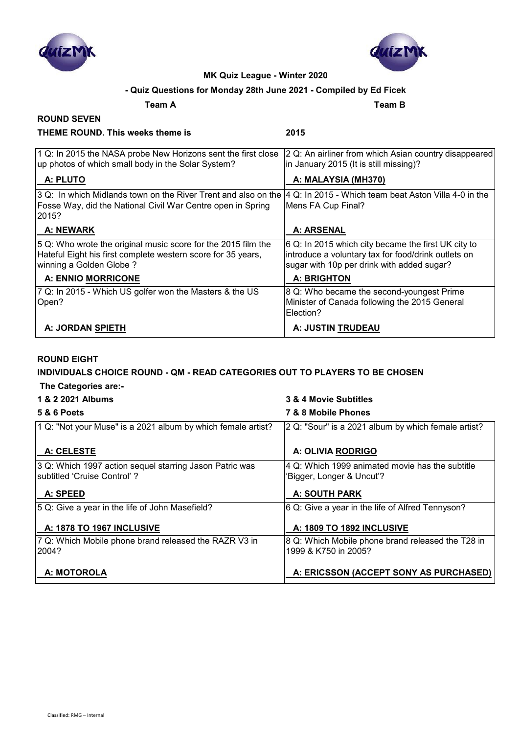**MK Quiz League - Winter 2020**

**- Quiz Questions for Monday 28th June 2021 - Compiled by Ed Ficek**

**Team A** **Team B**

**ROUND SEVEN**

**THEME ROUND. This weeks theme is** **2015**

| | |
|---|---|
| 1 Q: In 2015 the NASA probe New Horizons sent the first close up photos of which small body in the Solar System? | 2 Q: An airliner from which Asian country disappeared in January 2015 (It is still missing)? |
| **A: PLUTO** | **A: MALAYSIA (MH370)** |
| 3 Q: In which Midlands town on the River Trent and also on the Fosse Way, did the National Civil War Centre open in Spring 2015? | 4 Q: In 2015 - Which team beat Aston Villa 4-0 in the Mens FA Cup Final? |
| **A: NEWARK** | **A: ARSENAL** |
| 5 Q: Who wrote the original music score for the 2015 film the Hateful Eight his first complete western score for 35 years, winning a Golden Globe ? | 6 Q: In 2015 which city became the first UK city to introduce a voluntary tax for food/drink outlets on sugar with 10p per drink with added sugar? |
| **A: ENNIO MORRICONE** | **A: BRIGHTON** |
| 7 Q: In 2015 - Which US golfer won the Masters & the US Open? | 8 Q: Who became the second-youngest Prime Minister of Canada following the 2015 General Election? |
| **A: JORDAN SPIETH** | **A: JUSTIN TRUDEAU** |

**ROUND EIGHT**

**INDIVIDUALS CHOICE ROUND - QM - READ CATEGORIES OUT TO PLAYERS TO BE CHOSEN**

**The Categories are:-**

**1 & 2 2021 Albums** **3 & 4 Movie Subtitles**

**5 & 6 Poets** **7 & 8 Mobile Phones**

| | |
|---|---|
| 1 Q: "Not your Muse" is a 2021 album by which female artist? | 2 Q: "Sour" is a 2021 album by which female artist? |
| **A: CELESTE** | **A: OLIVIA RODRIGO** |
| 3 Q: Which 1997 action sequel starring Jason Patric was subtitled 'Cruise Control' ? | 4 Q: Which 1999 animated movie has the subtitle 'Bigger, Longer & Uncut'? |
| **A: SPEED** | **A: SOUTH PARK** |
| 5 Q: Give a year in the life of John Masefield? | 6 Q: Give a year in the life of Alfred Tennyson? |
| **A: 1878 TO 1967 INCLUSIVE** | **A: 1809 TO 1892 INCLUSIVE** |
| 7 Q: Which Mobile phone brand released the RAZR V3 in 2004? | 8 Q: Which Mobile phone brand released the T28 in 1999 & K750 in 2005? |
| **A: MOTOROLA** | **A: ERICSSON (ACCEPT SONY AS PURCHASED)** |

Classified: RMG – Internal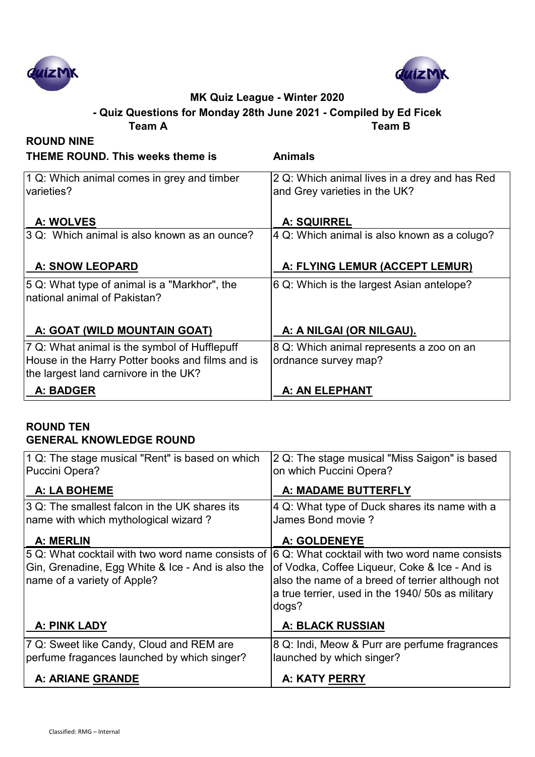## MK Quiz League - Winter 2020

### - Quiz Questions for Monday 28th June 2021 - Compiled by Ed Ficek

**Team A** **Team B**

### ROUND NINE

**THEME ROUND. This weeks theme is** **Animals**

| | |
|---|---|
| 1 Q: Which animal comes in grey and timber varieties?<br><br>**A: WOLVES** | 2 Q: Which animal lives in a drey and has Red and Grey varieties in the UK?<br><br>**A: SQUIRREL** |
| 3 Q: Which animal is also known as an ounce?<br><br>**A: SNOW LEOPARD** | 4 Q: Which animal is also known as a colugo?<br><br>**A: FLYING LEMUR (ACCEPT LEMUR)** |
| 5 Q: What type of animal is a "Markhor", the national animal of Pakistan?<br><br>**A: GOAT (WILD MOUNTAIN GOAT)** | 6 Q: Which is the largest Asian antelope?<br><br>**A: A NILGAI (OR NILGAU).** |
| 7 Q: What animal is the symbol of Hufflepuff House in the Harry Potter books and films and is the largest land carnivore in the UK?<br><br>**A: BADGER** | 8 Q: Which animal represents a zoo on an ordnance survey map?<br><br>**A: AN ELEPHANT** |

### ROUND TEN

**GENERAL KNOWLEDGE ROUND**

| | |
|---|---|
| 1 Q: The stage musical "Rent" is based on which Puccini Opera?<br><br>**A: LA BOHEME** | 2 Q: The stage musical "Miss Saigon" is based on which Puccini Opera?<br><br>**A: MADAME BUTTERFLY** |
| 3 Q: The smallest falcon in the UK shares its name with which mythological wizard ?<br><br>**A: MERLIN** | 4 Q: What type of Duck shares its name with a James Bond movie ?<br><br>**A: GOLDENEYE** |
| 5 Q: What cocktail with two word name consists of Gin, Grenadine, Egg White & Ice - And is also the name of a variety of Apple?<br><br>**A: PINK LADY** | 6 Q: What cocktail with two word name consists of Vodka, Coffee Liqueur, Coke & Ice - And is also the name of a breed of terrier although not a true terrier, used in the 1940/ 50s as military dogs?<br><br>**A: BLACK RUSSIAN** |
| 7 Q: Sweet like Candy, Cloud and REM are perfume fragances launched by which singer?<br><br>**A: ARIANE GRANDE** | 8 Q: Indi, Meow & Purr are perfume fragrances launched by which singer?<br><br>**A: KATY PERRY** |

Classified: RMG – Internal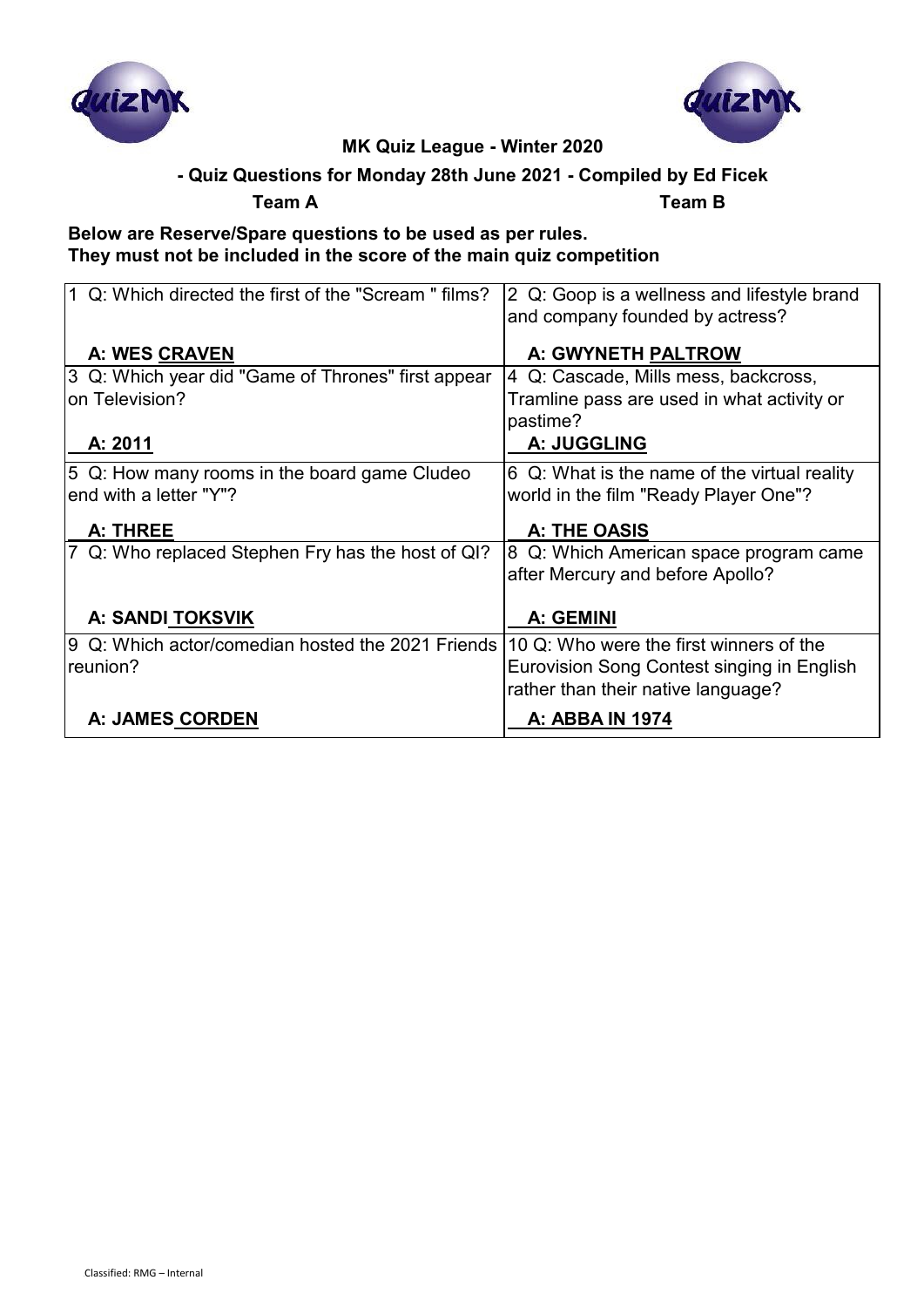**MK Quiz League - Winter 2020**

**- Quiz Questions for Monday 28th June 2021 - Compiled by Ed Ficek**

**Team A** **Team B**

**Below are Reserve/Spare questions to be used as per rules.**
**They must not be included in the score of the main quiz competition**

| | |
|---|---|
| 1 Q: Which directed the first of the "Scream " films?<br><br>**A: WES CRAVEN** | 2 Q: Goop is a wellness and lifestyle brand and company founded by actress?<br><br>**A: GWYNETH PALTROW** |
| 3 Q: Which year did "Game of Thrones" first appear on Television?<br><br>**A: 2011** | 4 Q: Cascade, Mills mess, backcross, Tramline pass are used in what activity or pastime?<br><br>**A: JUGGLING** |
| 5 Q: How many rooms in the board game Cludeo end with a letter "Y"?<br><br>**A: THREE** | 6 Q: What is the name of the virtual reality world in the film "Ready Player One"?<br><br>**A: THE OASIS** |
| 7 Q: Who replaced Stephen Fry has the host of QI?<br><br>**A: SANDI TOKSVIK** | 8 Q: Which American space program came after Mercury and before Apollo?<br><br>**A: GEMINI** |
| 9 Q: Which actor/comedian hosted the 2021 Friends reunion?<br><br>**A: JAMES CORDEN** | 10 Q: Who were the first winners of the Eurovision Song Contest singing in English rather than their native language?<br><br>**A: ABBA IN 1974** |

Classified: RMG – Internal